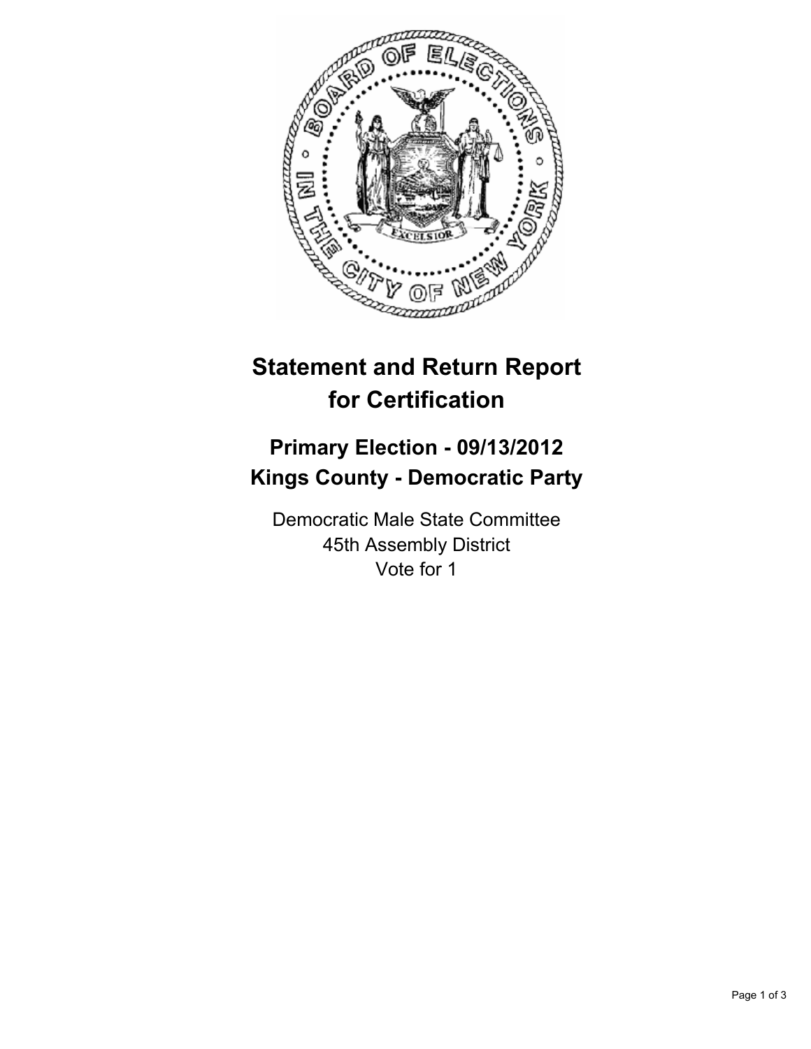# Statement and Return Report for Certification

## Primary Election - 09/13/2012
## Kings County - Democratic Party

Democratic Male State Committee
45th Assembly District
Vote for 1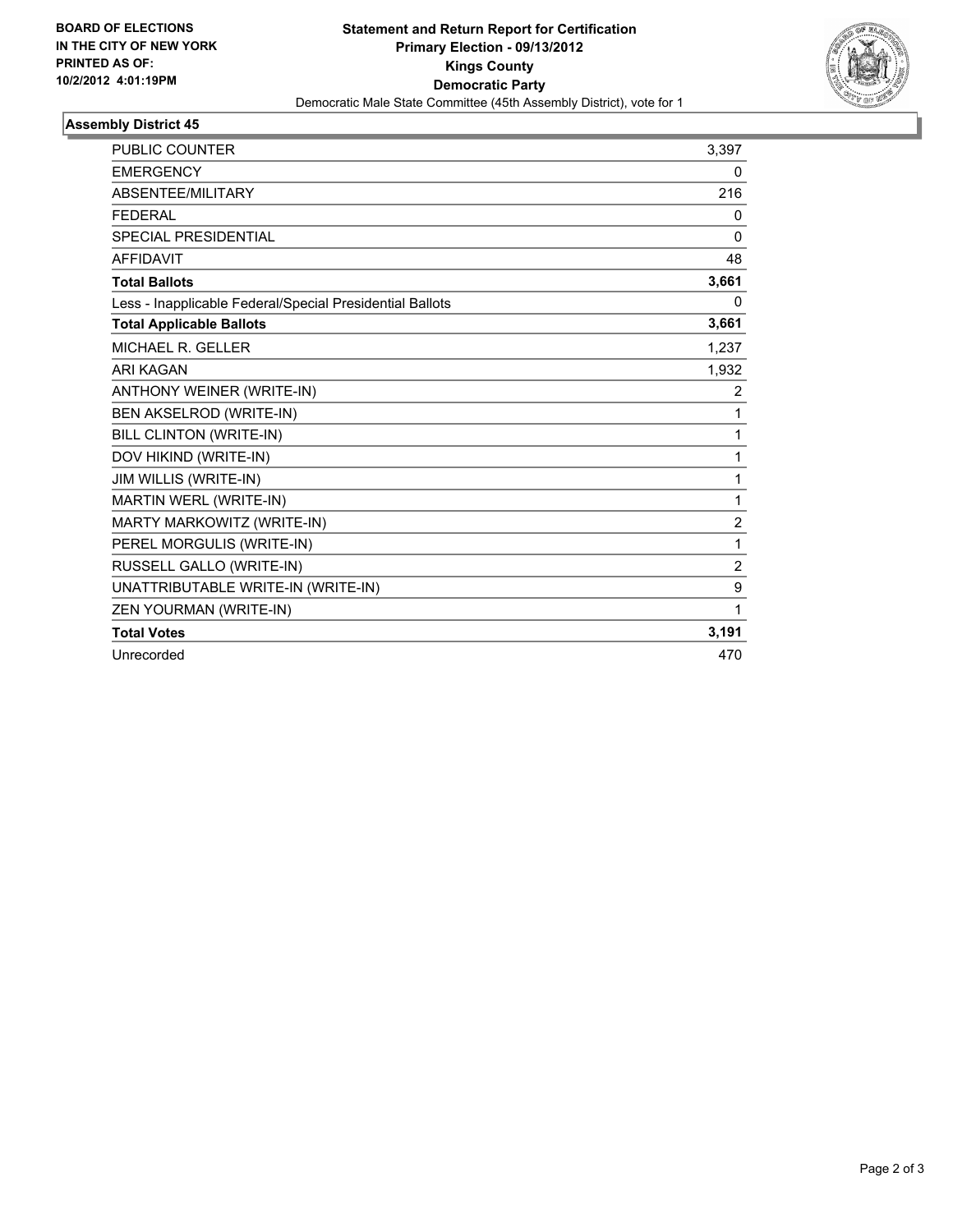**BOARD OF ELECTIONS IN THE CITY OF NEW YORK PRINTED AS OF: 10/2/2012 4:01:19PM**

**Statement and Return Report for Certification**
**Primary Election - 09/13/2012**
**Kings County**
**Democratic Party**
Democratic Male State Committee (45th Assembly District), vote for 1

### Assembly District 45

| | |
|---|---|
| PUBLIC COUNTER | 3,397 |
| EMERGENCY | 0 |
| ABSENTEE/MILITARY | 216 |
| FEDERAL | 0 |
| SPECIAL PRESIDENTIAL | 0 |
| AFFIDAVIT | 48 |
| **Total Ballots** | **3,661** |
| Less - Inapplicable Federal/Special Presidential Ballots | 0 |
| **Total Applicable Ballots** | **3,661** |
| MICHAEL R. GELLER | 1,237 |
| ARI KAGAN | 1,932 |
| ANTHONY WEINER (WRITE-IN) | 2 |
| BEN AKSELROD (WRITE-IN) | 1 |
| BILL CLINTON (WRITE-IN) | 1 |
| DOV HIKIND (WRITE-IN) | 1 |
| JIM WILLIS (WRITE-IN) | 1 |
| MARTIN WERL (WRITE-IN) | 1 |
| MARTY MARKOWITZ (WRITE-IN) | 2 |
| PEREL MORGULIS (WRITE-IN) | 1 |
| RUSSELL GALLO (WRITE-IN) | 2 |
| UNATTRIBUTABLE WRITE-IN (WRITE-IN) | 9 |
| ZEN YOURMAN (WRITE-IN) | 1 |
| **Total Votes** | **3,191** |
| Unrecorded | 470 |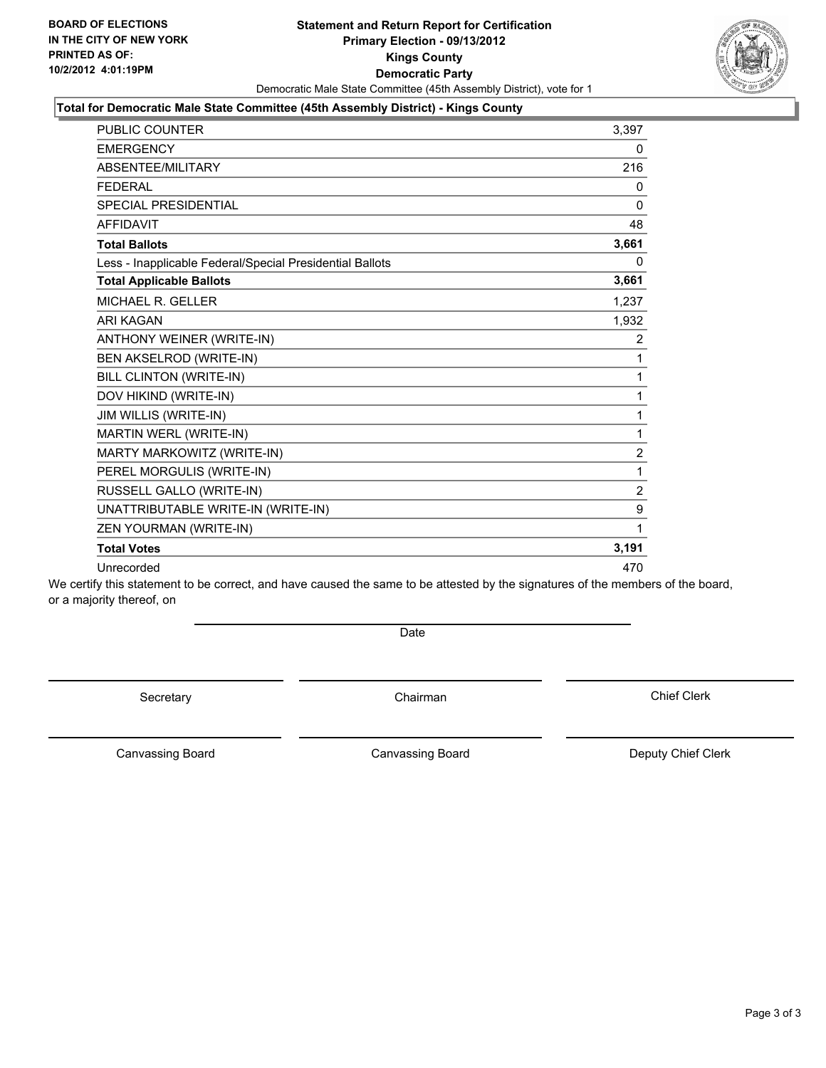BOARD OF ELECTIONS
IN THE CITY OF NEW YORK
PRINTED AS OF:
10/2/2012 4:01:19PM

**Statement and Return Report for Certification**
**Primary Election - 09/13/2012**
**Kings County**
**Democratic Party**
Democratic Male State Committee (45th Assembly District), vote for 1

**Total for Democratic Male State Committee (45th Assembly District) - Kings County**

| | |
|---|---|
| PUBLIC COUNTER | 3,397 |
| EMERGENCY | 0 |
| ABSENTEE/MILITARY | 216 |
| FEDERAL | 0 |
| SPECIAL PRESIDENTIAL | 0 |
| AFFIDAVIT | 48 |
| **Total Ballots** | **3,661** |
| Less - Inapplicable Federal/Special Presidential Ballots | 0 |
| **Total Applicable Ballots** | **3,661** |
| MICHAEL R. GELLER | 1,237 |
| ARI KAGAN | 1,932 |
| ANTHONY WEINER (WRITE-IN) | 2 |
| BEN AKSELROD (WRITE-IN) | 1 |
| BILL CLINTON (WRITE-IN) | 1 |
| DOV HIKIND (WRITE-IN) | 1 |
| JIM WILLIS (WRITE-IN) | 1 |
| MARTIN WERL (WRITE-IN) | 1 |
| MARTY MARKOWITZ (WRITE-IN) | 2 |
| PEREL MORGULIS (WRITE-IN) | 1 |
| RUSSELL GALLO (WRITE-IN) | 2 |
| UNATTRIBUTABLE WRITE-IN (WRITE-IN) | 9 |
| ZEN YOURMAN (WRITE-IN) | 1 |
| **Total Votes** | **3,191** |
| Unrecorded | 470 |

We certify this statement to be correct, and have caused the same to be attested by the signatures of the members of the board, or a majority thereof, on

Date

Secretary　　　Chairman　　　Chief Clerk

Canvassing Board　　　Canvassing Board　　　Deputy Chief Clerk